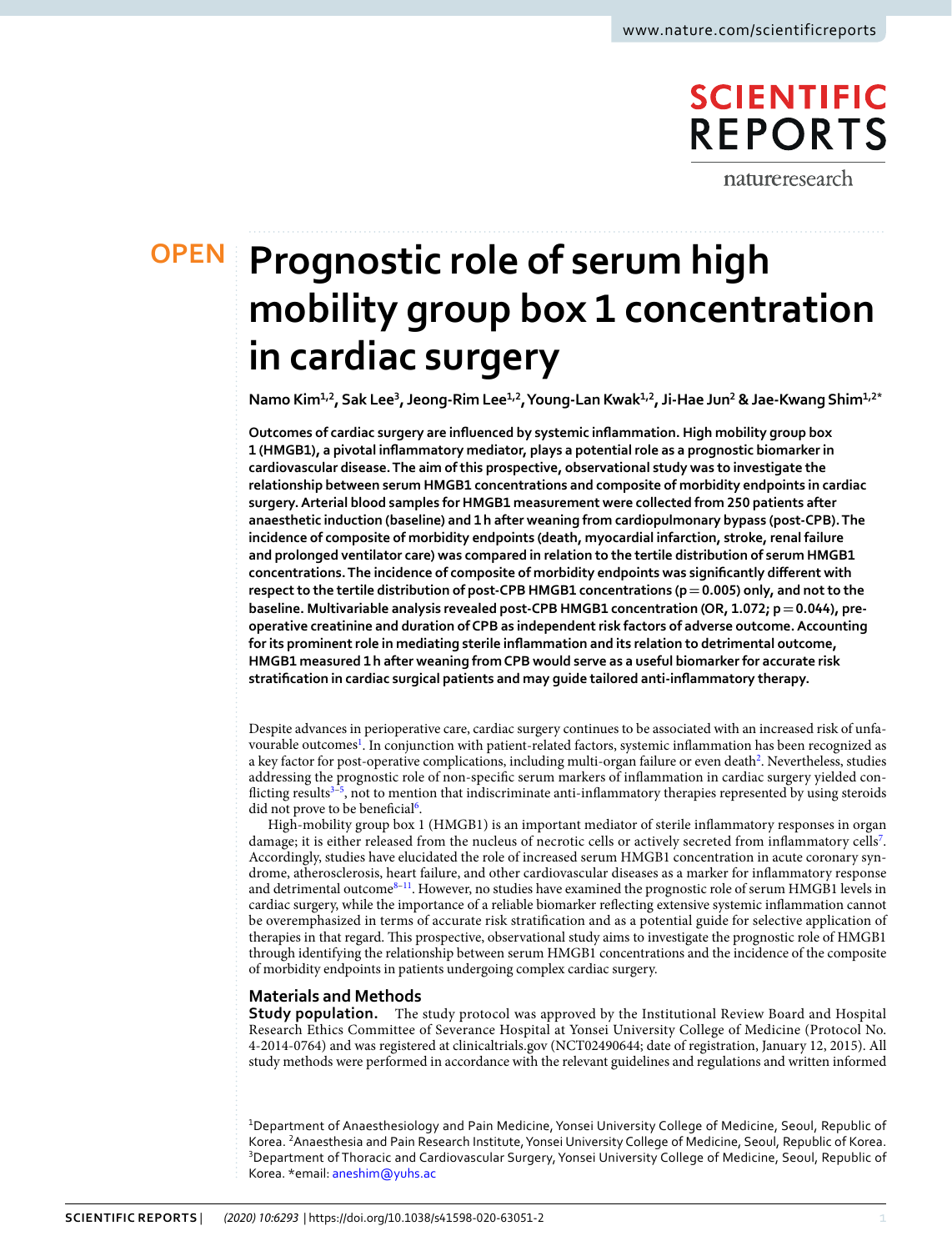# Prognostic role of serum high mobility group box 1 concentration in cardiac surgery

Namo Kim[1,2], Sak Lee[3], Jeong-Rim Lee[1,2], Young-Lan Kwak[1,2], Ji-Hae Jun[2] & Jae-Kwang Shim[1,2*]

**Outcomes of cardiac surgery are influenced by systemic inflammation. High mobility group box 1 (HMGB1), a pivotal inflammatory mediator, plays a potential role as a prognostic biomarker in cardiovascular disease. The aim of this prospective, observational study was to investigate the relationship between serum HMGB1 concentrations and composite of morbidity endpoints in cardiac surgery. Arterial blood samples for HMGB1 measurement were collected from 250 patients after anaesthetic induction (baseline) and 1 h after weaning from cardiopulmonary bypass (post-CPB). The incidence of composite of morbidity endpoints (death, myocardial infarction, stroke, renal failure and prolonged ventilator care) was compared in relation to the tertile distribution of serum HMGB1 concentrations. The incidence of composite of morbidity endpoints was significantly different with respect to the tertile distribution of post-CPB HMGB1 concentrations ($p = 0.005$) only, and not to the baseline. Multivariable analysis revealed post-CPB HMGB1 concentration (OR, 1.072; $p = 0.044$), pre-operative creatinine and duration of CPB as independent risk factors of adverse outcome. Accounting for its prominent role in mediating sterile inflammation and its relation to detrimental outcome, HMGB1 measured 1 h after weaning from CPB would serve as a useful biomarker for accurate risk stratification in cardiac surgical patients and may guide tailored anti-inflammatory therapy.**

Despite advances in perioperative care, cardiac surgery continues to be associated with an increased risk of unfavourable outcomes[1]. In conjunction with patient-related factors, systemic inflammation has been recognized as a key factor for post-operative complications, including multi-organ failure or even death[2]. Nevertheless, studies addressing the prognostic role of non-specific serum markers of inflammation in cardiac surgery yielded conflicting results[3–5], not to mention that indiscriminate anti-inflammatory therapies represented by using steroids did not prove to be beneficial[6].

High-mobility group box 1 (HMGB1) is an important mediator of sterile inflammatory responses in organ damage; it is either released from the nucleus of necrotic cells or actively secreted from inflammatory cells[7]. Accordingly, studies have elucidated the role of increased serum HMGB1 concentration in acute coronary syndrome, atherosclerosis, heart failure, and other cardiovascular diseases as a marker for inflammatory response and detrimental outcome[8–11]. However, no studies have examined the prognostic role of serum HMGB1 levels in cardiac surgery, while the importance of a reliable biomarker reflecting extensive systemic inflammation cannot be overemphasized in terms of accurate risk stratification and as a potential guide for selective application of therapies in that regard. This prospective, observational study aims to investigate the prognostic role of HMGB1 through identifying the relationship between serum HMGB1 concentrations and the incidence of the composite of morbidity endpoints in patients undergoing complex cardiac surgery.

## Materials and Methods

**Study population.** The study protocol was approved by the Institutional Review Board and Hospital Research Ethics Committee of Severance Hospital at Yonsei University College of Medicine (Protocol No. 4-2014-0764) and was registered at clinicaltrials.gov (NCT02490644; date of registration, January 12, 2015). All study methods were performed in accordance with the relevant guidelines and regulations and written informed

[1]Department of Anaesthesiology and Pain Medicine, Yonsei University College of Medicine, Seoul, Republic of Korea. [2]Anaesthesia and Pain Research Institute, Yonsei University College of Medicine, Seoul, Republic of Korea. [3]Department of Thoracic and Cardiovascular Surgery, Yonsei University College of Medicine, Seoul, Republic of Korea. *email: aneshim@yuhs.ac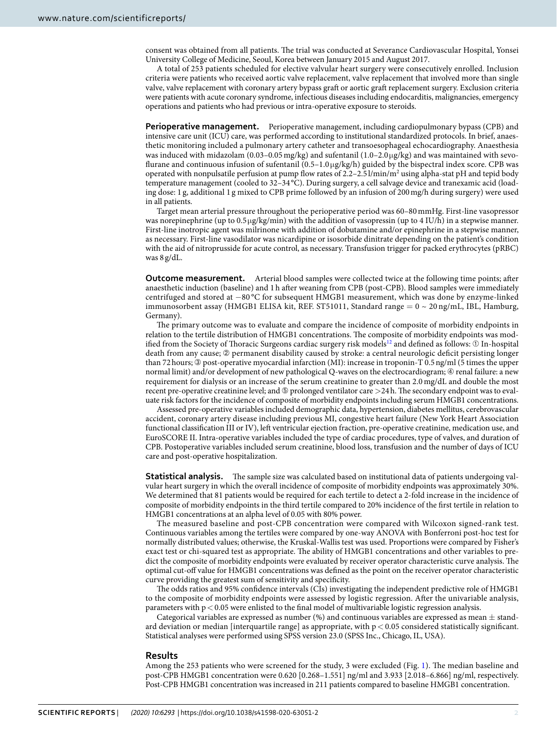consent was obtained from all patients. The trial was conducted at Severance Cardiovascular Hospital, Yonsei University College of Medicine, Seoul, Korea between January 2015 and August 2017.

A total of 253 patients scheduled for elective valvular heart surgery were consecutively enrolled. Inclusion criteria were patients who received aortic valve replacement, valve replacement that involved more than single valve, valve replacement with coronary artery bypass graft or aortic graft replacement surgery. Exclusion criteria were patients with acute coronary syndrome, infectious diseases including endocarditis, malignancies, emergency operations and patients who had previous or intra-operative exposure to steroids.

**Perioperative management.** Perioperative management, including cardiopulmonary bypass (CPB) and intensive care unit (ICU) care, was performed according to institutional standardized protocols. In brief, anaesthetic monitoring included a pulmonary artery catheter and transoesophageal echocardiography. Anaesthesia was induced with midazolam (0.03–0.05 mg/kg) and sufentanil (1.0–2.0 μg/kg) and was maintained with sevoflurane and continuous infusion of sufentanil (0.5–1.0 μg/kg/h) guided by the bispectral index score. CPB was operated with nonpulsatile perfusion at pump flow rates of 2.2–2.5 l/min/$m^2$ using alpha-stat pH and tepid body temperature management (cooled to 32–34 °C). During surgery, a cell salvage device and tranexamic acid (loading dose: 1 g, additional 1 g mixed to CPB prime followed by an infusion of 200 mg/h during surgery) were used in all patients.

Target mean arterial pressure throughout the perioperative period was 60–80 mmHg. First-line vasopressor was norepinephrine (up to 0.5 μg/kg/min) with the addition of vasopressin (up to 4 IU/h) in a stepwise manner. First-line inotropic agent was milrinone with addition of dobutamine and/or epinephrine in a stepwise manner, as necessary. First-line vasodilator was nicardipine or isosorbide dinitrate depending on the patient's condition with the aid of nitroprusside for acute control, as necessary. Transfusion trigger for packed erythrocytes (pRBC) was 8 g/dL.

**Outcome measurement.** Arterial blood samples were collected twice at the following time points; after anaesthetic induction (baseline) and 1 h after weaning from CPB (post-CPB). Blood samples were immediately centrifuged and stored at −80 °C for subsequent HMGB1 measurement, which was done by enzyme-linked immunosorbent assay (HMGB1 ELISA kit, REF. ST51011, Standard range = 0 ~ 20 ng/mL, IBL, Hamburg, Germany).

The primary outcome was to evaluate and compare the incidence of composite of morbidity endpoints in relation to the tertile distribution of HMGB1 concentrations. The composite of morbidity endpoints was modified from the Society of Thoracic Surgeons cardiac surgery risk models[12] and defined as follows: ① In-hospital death from any cause; ② permanent disability caused by stroke: a central neurologic deficit persisting longer than 72 hours; ③ post-operative myocardial infarction (MI): increase in troponin-T 0.5 ng/ml (5 times the upper normal limit) and/or development of new pathological Q-waves on the electrocardiogram; ④ renal failure: a new requirement for dialysis or an increase of the serum creatinine to greater than 2.0 mg/dL and double the most recent pre-operative creatinine level; and ⑤ prolonged ventilator care >24 h. The secondary endpoint was to evaluate risk factors for the incidence of composite of morbidity endpoints including serum HMGB1 concentrations.

Assessed pre-operative variables included demographic data, hypertension, diabetes mellitus, cerebrovascular accident, coronary artery disease including previous MI, congestive heart failure (New York Heart Association functional classification III or IV), left ventricular ejection fraction, pre-operative creatinine, medication use, and EuroSCORE II. Intra-operative variables included the type of cardiac procedures, type of valves, and duration of CPB. Postoperative variables included serum creatinine, blood loss, transfusion and the number of days of ICU care and post-operative hospitalization.

**Statistical analysis.** The sample size was calculated based on institutional data of patients undergoing valvular heart surgery in which the overall incidence of composite of morbidity endpoints was approximately 30%. We determined that 81 patients would be required for each tertile to detect a 2-fold increase in the incidence of composite of morbidity endpoints in the third tertile compared to 20% incidence of the first tertile in relation to HMGB1 concentrations at an alpha level of 0.05 with 80% power.

The measured baseline and post-CPB concentration were compared with Wilcoxon signed-rank test. Continuous variables among the tertiles were compared by one-way ANOVA with Bonferroni post-hoc test for normally distributed values; otherwise, the Kruskal-Wallis test was used. Proportions were compared by Fisher's exact test or chi-squared test as appropriate. The ability of HMGB1 concentrations and other variables to predict the composite of morbidity endpoints were evaluated by receiver operator characteristic curve analysis. The optimal cut-off value for HMGB1 concentrations was defined as the point on the receiver operator characteristic curve providing the greatest sum of sensitivity and specificity.

The odds ratios and 95% confidence intervals (CIs) investigating the independent predictive role of HMGB1 to the composite of morbidity endpoints were assessed by logistic regression. After the univariable analysis, parameters with $p < 0.05$ were enlisted to the final model of multivariable logistic regression analysis.

Categorical variables are expressed as number (%) and continuous variables are expressed as mean ± standard deviation or median [interquartile range] as appropriate, with $p < 0.05$ considered statistically significant. Statistical analyses were performed using SPSS version 23.0 (SPSS Inc., Chicago, IL, USA).

## Results

Among the 253 patients who were screened for the study, 3 were excluded (Fig. 1). The median baseline and post-CPB HMGB1 concentration were 0.620 [0.268–1.551] ng/ml and 3.933 [2.018–6.866] ng/ml, respectively. Post-CPB HMGB1 concentration was increased in 211 patients compared to baseline HMGB1 concentration.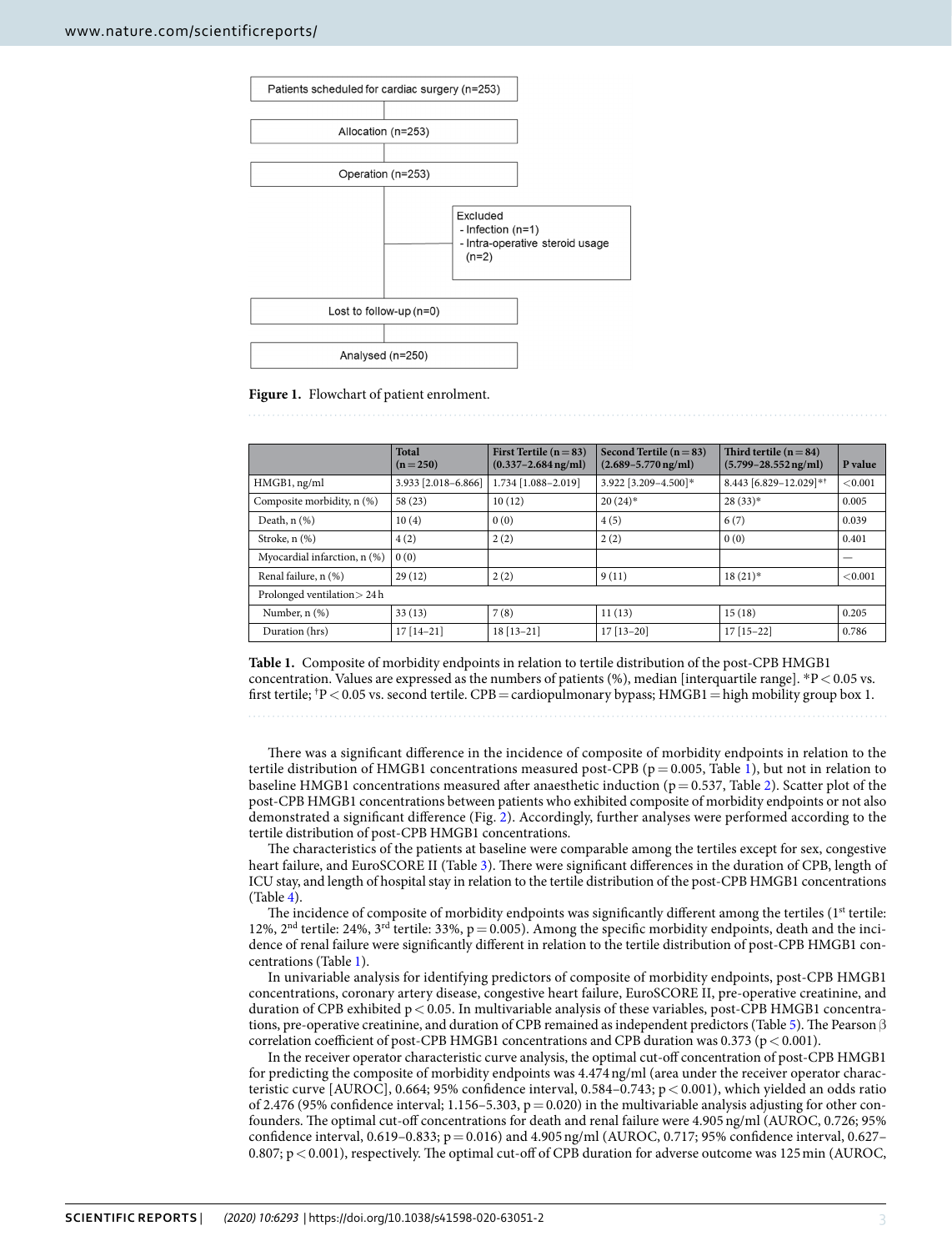Patients scheduled for cardiac surgery (n=253)

Allocation (n=253)

Operation (n=253)

Excluded
- Infection (n=1)
- Intra-operative steroid usage (n=2)

Lost to follow-up (n=0)

Analysed (n=250)

**Figure 1.** Flowchart of patient enrolment.

| | Total (n = 250) | First Tertile (n = 83) (0.337–2.684 ng/ml) | Second Tertile (n = 83) (2.689–5.770 ng/ml) | Third tertile (n = 84) (5.799–28.552 ng/ml) | P value |
|---|---|---|---|---|---|
| HMGB1, ng/ml | 3.933 [2.018–6.866] | 1.734 [1.088–2.019] | 3.922 [3.209–4.500]* | 8.443 [6.829–12.029]*† | <0.001 |
| Composite morbidity, n (%) | 58 (23) | 10 (12) | 20 (24)* | 28 (33)* | 0.005 |
| Death, n (%) | 10 (4) | 0 (0) | 4 (5) | 6 (7) | 0.039 |
| Stroke, n (%) | 4 (2) | 2 (2) | 2 (2) | 0 (0) | 0.401 |
| Myocardial infarction, n (%) | 0 (0) | | | | — |
| Renal failure, n (%) | 29 (12) | 2 (2) | 9 (11) | 18 (21)* | <0.001 |
| Prolonged ventilation > 24 h | | | | | |
| Number, n (%) | 33 (13) | 7 (8) | 11 (13) | 15 (18) | 0.205 |
| Duration (hrs) | 17 [14–21] | 18 [13–21] | 17 [13–20] | 17 [15–22] | 0.786 |

**Table 1.** Composite of morbidity endpoints in relation to tertile distribution of the post-CPB HMGB1 concentration. Values are expressed as the numbers of patients (%), median [interquartile range]. *P < 0.05 vs. first tertile; †P < 0.05 vs. second tertile. CPB = cardiopulmonary bypass; HMGB1 = high mobility group box 1.

There was a significant difference in the incidence of composite of morbidity endpoints in relation to the tertile distribution of HMGB1 concentrations measured post-CPB ($p = 0.005$, Table 1), but not in relation to baseline HMGB1 concentrations measured after anaesthetic induction ($p = 0.537$, Table 2). Scatter plot of the post-CPB HMGB1 concentrations between patients who exhibited composite of morbidity endpoints or not also demonstrated a significant difference (Fig. 2). Accordingly, further analyses were performed according to the tertile distribution of post-CPB HMGB1 concentrations.

The characteristics of the patients at baseline were comparable among the tertiles except for sex, congestive heart failure, and EuroSCORE II (Table 3). There were significant differences in the duration of CPB, length of ICU stay, and length of hospital stay in relation to the tertile distribution of the post-CPB HMGB1 concentrations (Table 4).

The incidence of composite of morbidity endpoints was significantly different among the tertiles (1st tertile: 12%, 2nd tertile: 24%, 3rd tertile: 33%, $p = 0.005$). Among the specific morbidity endpoints, death and the incidence of renal failure were significantly different in relation to the tertile distribution of post-CPB HMGB1 concentrations (Table 1).

In univariable analysis for identifying predictors of composite of morbidity endpoints, post-CPB HMGB1 concentrations, coronary artery disease, congestive heart failure, EuroSCORE II, pre-operative creatinine, and duration of CPB exhibited $p < 0.05$. In multivariable analysis of these variables, post-CPB HMGB1 concentrations, pre-operative creatinine, and duration of CPB remained as independent predictors (Table 5). The Pearson β correlation coefficient of post-CPB HMGB1 concentrations and CPB duration was 0.373 ($p < 0.001$).

In the receiver operator characteristic curve analysis, the optimal cut-off concentration of post-CPB HMGB1 for predicting the composite of morbidity endpoints was 4.474 ng/ml (area under the receiver operator characteristic curve [AUROC], 0.664; 95% confidence interval, 0.584–0.743; $p < 0.001$), which yielded an odds ratio of 2.476 (95% confidence interval; 1.156–5.303, $p = 0.020$) in the multivariable analysis adjusting for other confounders. The optimal cut-off concentrations for death and renal failure were 4.905 ng/ml (AUROC, 0.726; 95% confidence interval, 0.619–0.833; $p = 0.016$) and 4.905 ng/ml (AUROC, 0.717; 95% confidence interval, 0.627–0.807; $p < 0.001$), respectively. The optimal cut-off of CPB duration for adverse outcome was 125 min (AUROC,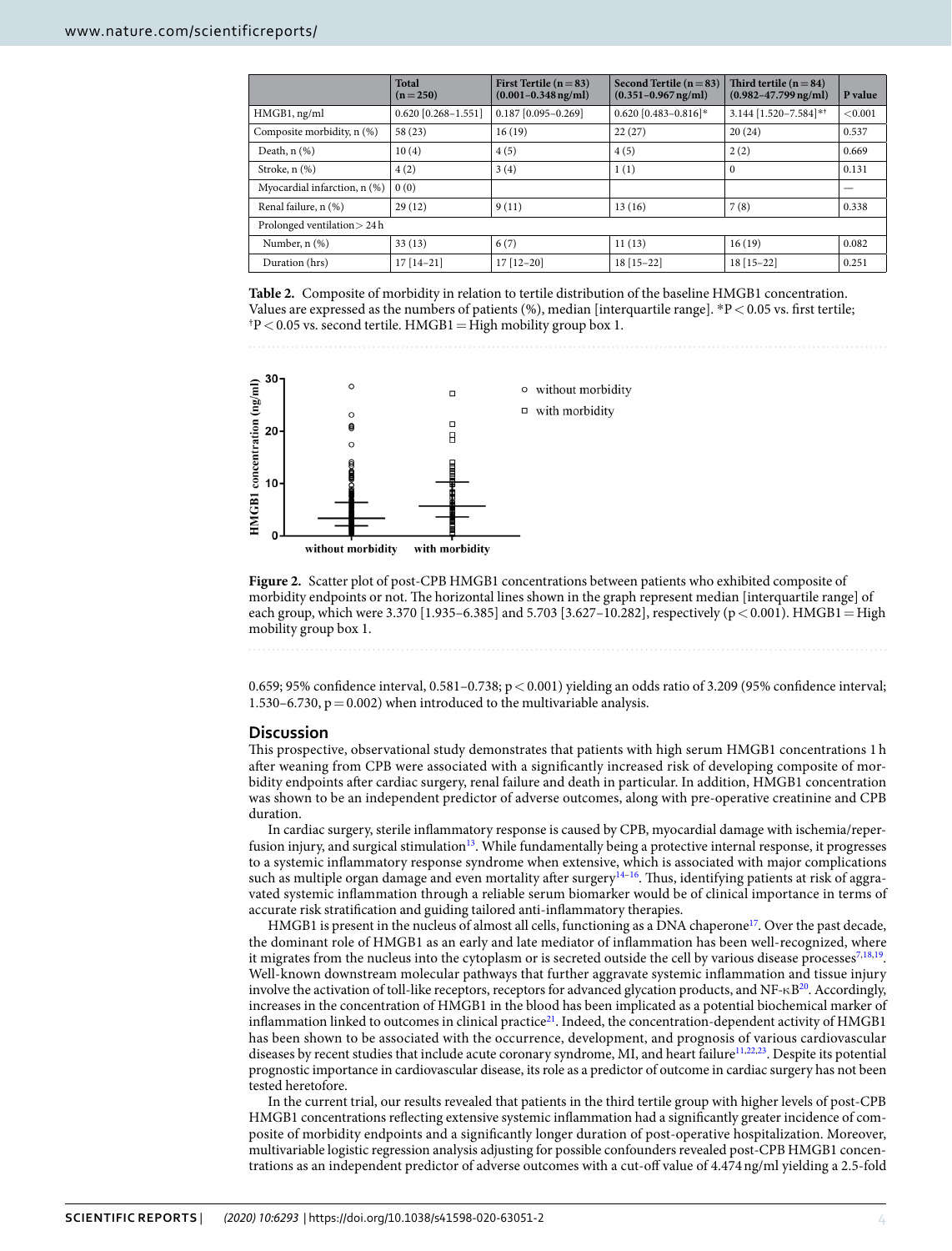|  | Total (n = 250) | First Tertile (n = 83) (0.001–0.348 ng/ml) | Second Tertile (n = 83) (0.351–0.967 ng/ml) | Third tertile (n = 84) (0.982–47.799 ng/ml) | P value |
|---|---|---|---|---|---|
| HMGB1, ng/ml | 0.620 [0.268–1.551] | 0.187 [0.095–0.269] | 0.620 [0.483–0.816]* | 3.144 [1.520–7.584]*† | <0.001 |
| Composite morbidity, n (%) | 58 (23) | 16 (19) | 22 (27) | 20 (24) | 0.537 |
| Death, n (%) | 10 (4) | 4 (5) | 4 (5) | 2 (2) | 0.669 |
| Stroke, n (%) | 4 (2) | 3 (4) | 1 (1) | 0 | 0.131 |
| Myocardial infarction, n (%) | 0 (0) |  |  |  | — |
| Renal failure, n (%) | 29 (12) | 9 (11) | 13 (16) | 7 (8) | 0.338 |
| Prolonged ventilation > 24 h |  |  |  |  |  |
| Number, n (%) | 33 (13) | 6 (7) | 11 (13) | 16 (19) | 0.082 |
| Duration (hrs) | 17 [14–21] | 17 [12–20] | 18 [15–22] | 18 [15–22] | 0.251 |

**Table 2.** Composite of morbidity in relation to tertile distribution of the baseline HMGB1 concentration. Values are expressed as the numbers of patients (%), median [interquartile range]. *$P < 0.05$ vs. first tertile; †$P < 0.05$ vs. second tertile. HMGB1 = High mobility group box 1.

**Figure 2.** Scatter plot of post-CPB HMGB1 concentrations between patients who exhibited composite of morbidity endpoints or not. The horizontal lines shown in the graph represent median [interquartile range] of each group, which were 3.370 [1.935–6.385] and 5.703 [3.627–10.282], respectively ($p < 0.001$). HMGB1 = High mobility group box 1.

0.659; 95% confidence interval, 0.581–0.738; $p < 0.001$) yielding an odds ratio of 3.209 (95% confidence interval; 1.530–6.730, $p = 0.002$) when introduced to the multivariable analysis.

## Discussion

This prospective, observational study demonstrates that patients with high serum HMGB1 concentrations 1 h after weaning from CPB were associated with a significantly increased risk of developing composite of morbidity endpoints after cardiac surgery, renal failure and death in particular. In addition, HMGB1 concentration was shown to be an independent predictor of adverse outcomes, along with pre-operative creatinine and CPB duration.

In cardiac surgery, sterile inflammatory response is caused by CPB, myocardial damage with ischemia/reperfusion injury, and surgical stimulation[13]. While fundamentally being a protective internal response, it progresses to a systemic inflammatory response syndrome when extensive, which is associated with major complications such as multiple organ damage and even mortality after surgery[14–16]. Thus, identifying patients at risk of aggravated systemic inflammation through a reliable serum biomarker would be of clinical importance in terms of accurate risk stratification and guiding tailored anti-inflammatory therapies.

HMGB1 is present in the nucleus of almost all cells, functioning as a DNA chaperone[17]. Over the past decade, the dominant role of HMGB1 as an early and late mediator of inflammation has been well-recognized, where it migrates from the nucleus into the cytoplasm or is secreted outside the cell by various disease processes[7,18,19]. Well-known downstream molecular pathways that further aggravate systemic inflammation and tissue injury involve the activation of toll-like receptors, receptors for advanced glycation products, and NF-κB[20]. Accordingly, increases in the concentration of HMGB1 in the blood has been implicated as a potential biochemical marker of inflammation linked to outcomes in clinical practice[21]. Indeed, the concentration-dependent activity of HMGB1 has been shown to be associated with the occurrence, development, and prognosis of various cardiovascular diseases by recent studies that include acute coronary syndrome, MI, and heart failure[11,22,23]. Despite its potential prognostic importance in cardiovascular disease, its role as a predictor of outcome in cardiac surgery has not been tested heretofore.

In the current trial, our results revealed that patients in the third tertile group with higher levels of post-CPB HMGB1 concentrations reflecting extensive systemic inflammation had a significantly greater incidence of composite of morbidity endpoints and a significantly longer duration of post-operative hospitalization. Moreover, multivariable logistic regression analysis adjusting for possible confounders revealed post-CPB HMGB1 concentrations as an independent predictor of adverse outcomes with a cut-off value of 4.474 ng/ml yielding a 2.5-fold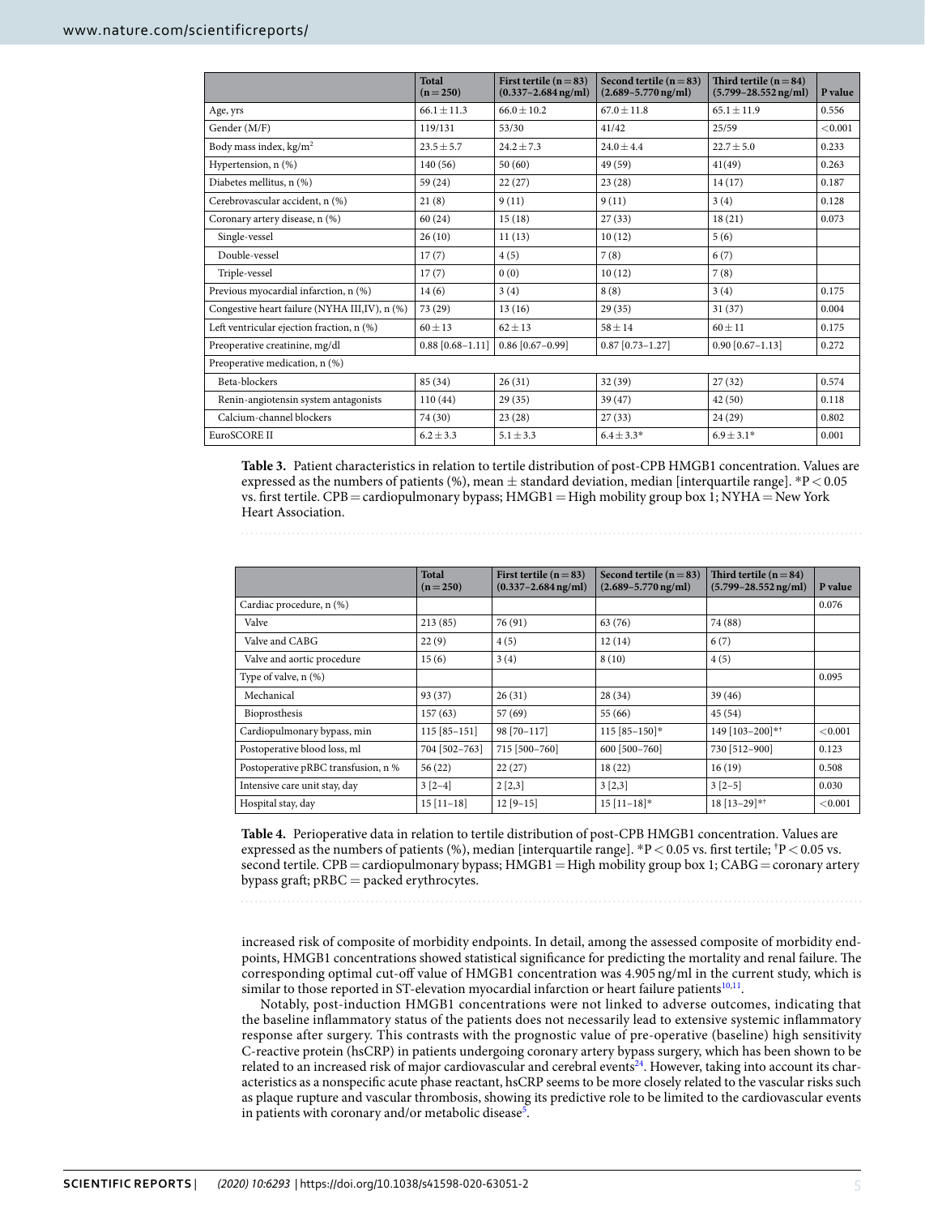| | Total (n = 250) | First tertile (n = 83) (0.337–2.684 ng/ml) | Second tertile (n = 83) (2.689–5.770 ng/ml) | Third tertile (n = 84) (5.799–28.552 ng/ml) | P value |
|---|---|---|---|---|---|
| Age, yrs | 66.1 ± 11.3 | 66.0 ± 10.2 | 67.0 ± 11.8 | 65.1 ± 11.9 | 0.556 |
| Gender (M/F) | 119/131 | 53/30 | 41/42 | 25/59 | <0.001 |
| Body mass index, kg/m$^2$ | 23.5 ± 5.7 | 24.2 ± 7.3 | 24.0 ± 4.4 | 22.7 ± 5.0 | 0.233 |
| Hypertension, n (%) | 140 (56) | 50 (60) | 49 (59) | 41(49) | 0.263 |
| Diabetes mellitus, n (%) | 59 (24) | 22 (27) | 23 (28) | 14 (17) | 0.187 |
| Cerebrovascular accident, n (%) | 21 (8) | 9 (11) | 9 (11) | 3 (4) | 0.128 |
| Coronary artery disease, n (%) | 60 (24) | 15 (18) | 27 (33) | 18 (21) | 0.073 |
| Single-vessel | 26 (10) | 11 (13) | 10 (12) | 5 (6) | |
| Double-vessel | 17 (7) | 4 (5) | 7 (8) | 6 (7) | |
| Triple-vessel | 17 (7) | 0 (0) | 10 (12) | 7 (8) | |
| Previous myocardial infarction, n (%) | 14 (6) | 3 (4) | 8 (8) | 3 (4) | 0.175 |
| Congestive heart failure (NYHA III,IV), n (%) | 73 (29) | 13 (16) | 29 (35) | 31 (37) | 0.004 |
| Left ventricular ejection fraction, n (%) | 60 ± 13 | 62 ± 13 | 58 ± 14 | 60 ± 11 | 0.175 |
| Preoperative creatinine, mg/dl | 0.88 [0.68–1.11] | 0.86 [0.67–0.99] | 0.87 [0.73–1.27] | 0.90 [0.67–1.13] | 0.272 |
| Preoperative medication, n (%) | | | | | |
| Beta-blockers | 85 (34) | 26 (31) | 32 (39) | 27 (32) | 0.574 |
| Renin-angiotensin system antagonists | 110 (44) | 29 (35) | 39 (47) | 42 (50) | 0.118 |
| Calcium-channel blockers | 74 (30) | 23 (28) | 27 (33) | 24 (29) | 0.802 |
| EuroSCORE II | 6.2 ± 3.3 | 5.1 ± 3.3 | 6.4 ± 3.3* | 6.9 ± 3.1* | 0.001 |

**Table 3.** Patient characteristics in relation to tertile distribution of post-CPB HMGB1 concentration. Values are expressed as the numbers of patients (%), mean ± standard deviation, median [interquartile range]. *P < 0.05 vs. first tertile. CPB = cardiopulmonary bypass; HMGB1 = High mobility group box 1; NYHA = New York Heart Association.

| | Total (n = 250) | First tertile (n = 83) (0.337–2.684 ng/ml) | Second tertile (n = 83) (2.689–5.770 ng/ml) | Third tertile (n = 84) (5.799–28.552 ng/ml) | P value |
|---|---|---|---|---|---|
| Cardiac procedure, n (%) | | | | | 0.076 |
| Valve | 213 (85) | 76 (91) | 63 (76) | 74 (88) | |
| Valve and CABG | 22 (9) | 4 (5) | 12 (14) | 6 (7) | |
| Valve and aortic procedure | 15 (6) | 3 (4) | 8 (10) | 4 (5) | |
| Type of valve, n (%) | | | | | 0.095 |
| Mechanical | 93 (37) | 26 (31) | 28 (34) | 39 (46) | |
| Bioprosthesis | 157 (63) | 57 (69) | 55 (66) | 45 (54) | |
| Cardiopulmonary bypass, min | 115 [85–151] | 98 [70–117] | 115 [85–150]* | 149 [103–200]*† | <0.001 |
| Postoperative blood loss, ml | 704 [502–763] | 715 [500–760] | 600 [500–760] | 730 [512–900] | 0.123 |
| Postoperative pRBC transfusion, n % | 56 (22) | 22 (27) | 18 (22) | 16 (19) | 0.508 |
| Intensive care unit stay, day | 3 [2–4] | 2 [2,3] | 3 [2,3] | 3 [2–5] | 0.030 |
| Hospital stay, day | 15 [11–18] | 12 [9–15] | 15 [11–18]* | 18 [13–29]*† | <0.001 |

**Table 4.** Perioperative data in relation to tertile distribution of post-CPB HMGB1 concentration. Values are expressed as the numbers of patients (%), median [interquartile range]. *P < 0.05 vs. first tertile; †P < 0.05 vs. second tertile. CPB = cardiopulmonary bypass; HMGB1 = High mobility group box 1; CABG = coronary artery bypass graft; pRBC = packed erythrocytes.

increased risk of composite of morbidity endpoints. In detail, among the assessed composite of morbidity endpoints, HMGB1 concentrations showed statistical significance for predicting the mortality and renal failure. The corresponding optimal cut-off value of HMGB1 concentration was 4.905 ng/ml in the current study, which is similar to those reported in ST-elevation myocardial infarction or heart failure patients[10,11].

Notably, post-induction HMGB1 concentrations were not linked to adverse outcomes, indicating that the baseline inflammatory status of the patients does not necessarily lead to extensive systemic inflammatory response after surgery. This contrasts with the prognostic value of pre-operative (baseline) high sensitivity C-reactive protein (hsCRP) in patients undergoing coronary artery bypass surgery, which has been shown to be related to an increased risk of major cardiovascular and cerebral events[24]. However, taking into account its characteristics as a nonspecific acute phase reactant, hsCRP seems to be more closely related to the vascular risks such as plaque rupture and vascular thrombosis, showing its predictive role to be limited to the cardiovascular events in patients with coronary and/or metabolic disease[5].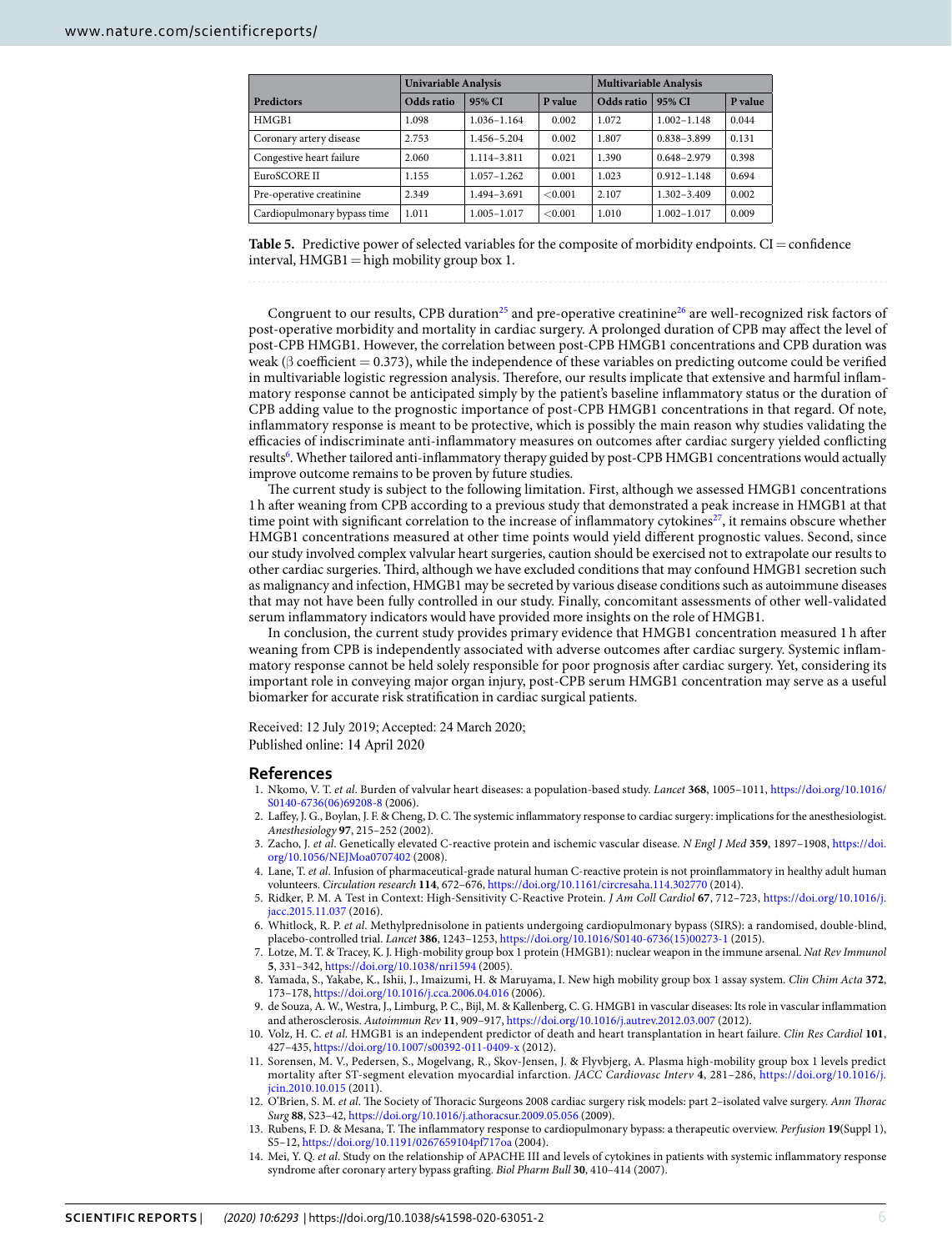| Predictors | Univariable Analysis | | | Multivariable Analysis | | |
|---|---|---|---|---|---|---|
| | Odds ratio | 95% CI | P value | Odds ratio | 95% CI | P value |
| HMGB1 | 1.098 | 1.036–1.164 | 0.002 | 1.072 | 1.002–1.148 | 0.044 |
| Coronary artery disease | 2.753 | 1.456–5.204 | 0.002 | 1.807 | 0.838–3.899 | 0.131 |
| Congestive heart failure | 2.060 | 1.114–3.811 | 0.021 | 1.390 | 0.648–2.979 | 0.398 |
| EuroSCORE II | 1.155 | 1.057–1.262 | 0.001 | 1.023 | 0.912–1.148 | 0.694 |
| Pre-operative creatinine | 2.349 | 1.494–3.691 | <0.001 | 2.107 | 1.302–3.409 | 0.002 |
| Cardiopulmonary bypass time | 1.011 | 1.005–1.017 | <0.001 | 1.010 | 1.002–1.017 | 0.009 |

**Table 5.** Predictive power of selected variables for the composite of morbidity endpoints. CI = confidence interval, HMGB1 = high mobility group box 1.

Congruent to our results, CPB duration[25] and pre-operative creatinine[26] are well-recognized risk factors of post-operative morbidity and mortality in cardiac surgery. A prolonged duration of CPB may affect the level of post-CPB HMGB1. However, the correlation between post-CPB HMGB1 concentrations and CPB duration was weak (β coefficient = 0.373), while the independence of these variables on predicting outcome could be verified in multivariable logistic regression analysis. Therefore, our results implicate that extensive and harmful inflammatory response cannot be anticipated simply by the patient's baseline inflammatory status or the duration of CPB adding value to the prognostic importance of post-CPB HMGB1 concentrations in that regard. Of note, inflammatory response is meant to be protective, which is possibly the main reason why studies validating the efficacies of indiscriminate anti-inflammatory measures on outcomes after cardiac surgery yielded conflicting results[6]. Whether tailored anti-inflammatory therapy guided by post-CPB HMGB1 concentrations would actually improve outcome remains to be proven by future studies.

The current study is subject to the following limitation. First, although we assessed HMGB1 concentrations 1 h after weaning from CPB according to a previous study that demonstrated a peak increase in HMGB1 at that time point with significant correlation to the increase of inflammatory cytokines[27], it remains obscure whether HMGB1 concentrations measured at other time points would yield different prognostic values. Second, since our study involved complex valvular heart surgeries, caution should be exercised not to extrapolate our results to other cardiac surgeries. Third, although we have excluded conditions that may confound HMGB1 secretion such as malignancy and infection, HMGB1 may be secreted by various disease conditions such as autoimmune diseases that may not have been fully controlled in our study. Finally, concomitant assessments of other well-validated serum inflammatory indicators would have provided more insights on the role of HMGB1.

In conclusion, the current study provides primary evidence that HMGB1 concentration measured 1 h after weaning from CPB is independently associated with adverse outcomes after cardiac surgery. Systemic inflammatory response cannot be held solely responsible for poor prognosis after cardiac surgery. Yet, considering its important role in conveying major organ injury, post-CPB serum HMGB1 concentration may serve as a useful biomarker for accurate risk stratification in cardiac surgical patients.

Received: 12 July 2019; Accepted: 24 March 2020;
Published online: 14 April 2020

## References

1. Nkomo, V. T. *et al*. Burden of valvular heart diseases: a population-based study. *Lancet* **368**, 1005–1011, https://doi.org/10.1016/S0140-6736(06)69208-8 (2006).
2. Laffey, J. G., Boylan, J. F. & Cheng, D. C. The systemic inflammatory response to cardiac surgery: implications for the anesthesiologist. *Anesthesiology* **97**, 215–252 (2002).
3. Zacho, J. *et al*. Genetically elevated C-reactive protein and ischemic vascular disease. *N Engl J Med* **359**, 1897–1908, https://doi.org/10.1056/NEJMoa0707402 (2008).
4. Lane, T. *et al*. Infusion of pharmaceutical-grade natural human C-reactive protein is not proinflammatory in healthy adult human volunteers. *Circulation research* **114**, 672–676, https://doi.org/10.1161/circresaha.114.302770 (2014).
5. Ridker, P. M. A Test in Context: High-Sensitivity C-Reactive Protein. *J Am Coll Cardiol* **67**, 712–723, https://doi.org/10.1016/j.jacc.2015.11.037 (2016).
6. Whitlock, R. P. *et al*. Methylprednisolone in patients undergoing cardiopulmonary bypass (SIRS): a randomised, double-blind, placebo-controlled trial. *Lancet* **386**, 1243–1253, https://doi.org/10.1016/S0140-6736(15)00273-1 (2015).
7. Lotze, M. T. & Tracey, K. J. High-mobility group box 1 protein (HMGB1): nuclear weapon in the immune arsenal. *Nat Rev Immunol* **5**, 331–342, https://doi.org/10.1038/nri1594 (2005).
8. Yamada, S., Yakabe, K., Ishii, J., Imaizumi, H. & Maruyama, I. New high mobility group box 1 assay system. *Clin Chim Acta* **372**, 173–178, https://doi.org/10.1016/j.cca.2006.04.016 (2006).
9. de Souza, A. W., Westra, J., Limburg, P. C., Bijl, M. & Kallenberg, C. G. HMGB1 in vascular diseases: Its role in vascular inflammation and atherosclerosis. *Autoimmun Rev* **11**, 909–917, https://doi.org/10.1016/j.autrev.2012.03.007 (2012).
10. Volz, H. C. *et al*. HMGB1 is an independent predictor of death and heart transplantation in heart failure. *Clin Res Cardiol* **101**, 427–435, https://doi.org/10.1007/s00392-011-0409-x (2012).
11. Sorensen, M. V., Pedersen, S., Mogelvang, R., Skov-Jensen, J. & Flyvbjerg, A. Plasma high-mobility group box 1 levels predict mortality after ST-segment elevation myocardial infarction. *JACC Cardiovasc Interv* **4**, 281–286, https://doi.org/10.1016/j.jcin.2010.10.015 (2011).
12. O'Brien, S. M. *et al*. The Society of Thoracic Surgeons 2008 cardiac surgery risk models: part 2–isolated valve surgery. *Ann Thorac Surg* **88**, S23–42, https://doi.org/10.1016/j.athoracsur.2009.05.056 (2009).
13. Rubens, F. D. & Mesana, T. The inflammatory response to cardiopulmonary bypass: a therapeutic overview. *Perfusion* **19**(Suppl 1), S5–12, https://doi.org/10.1191/0267659104pf717oa (2004).
14. Mei, Y. Q. *et al*. Study on the relationship of APACHE III and levels of cytokines in patients with systemic inflammatory response syndrome after coronary artery bypass grafting. *Biol Pharm Bull* **30**, 410–414 (2007).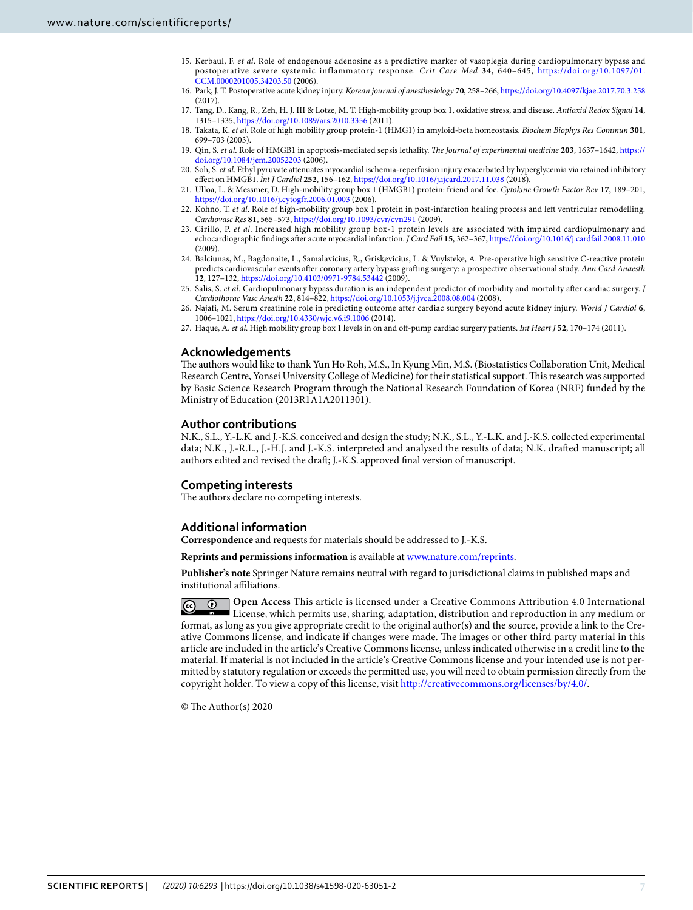15. Kerbaul, F. *et al*. Role of endogenous adenosine as a predictive marker of vasoplegia during cardiopulmonary bypass and postoperative severe systemic inflammatory response. *Crit Care Med* **34**, 640–645, https://doi.org/10.1097/01.CCM.0000201005.34203.50 (2006).
16. Park, J. T. Postoperative acute kidney injury. *Korean journal of anesthesiology* **70**, 258–266, https://doi.org/10.4097/kjae.2017.70.3.258 (2017).
17. Tang, D., Kang, R., Zeh, H. J. III & Lotze, M. T. High-mobility group box 1, oxidative stress, and disease. *Antioxid Redox Signal* **14**, 1315–1335, https://doi.org/10.1089/ars.2010.3356 (2011).
18. Takata, K. *et al*. Role of high mobility group protein-1 (HMG1) in amyloid-beta homeostasis. *Biochem Biophys Res Commun* **301**, 699–703 (2003).
19. Qin, S. *et al*. Role of HMGB1 in apoptosis-mediated sepsis lethality. *The Journal of experimental medicine* **203**, 1637–1642, https://doi.org/10.1084/jem.20052203 (2006).
20. Soh, S. *et al*. Ethyl pyruvate attenuates myocardial ischemia-reperfusion injury exacerbated by hyperglycemia via retained inhibitory effect on HMGB1. *Int J Cardiol* **252**, 156–162, https://doi.org/10.1016/j.ijcard.2017.11.038 (2018).
21. Ulloa, L. & Messmer, D. High-mobility group box 1 (HMGB1) protein: friend and foe. *Cytokine Growth Factor Rev* **17**, 189–201, https://doi.org/10.1016/j.cytogfr.2006.01.003 (2006).
22. Kohno, T. *et al*. Role of high-mobility group box 1 protein in post-infarction healing process and left ventricular remodelling. *Cardiovasc Res* **81**, 565–573, https://doi.org/10.1093/cvr/cvn291 (2009).
23. Cirillo, P. *et al*. Increased high mobility group box-1 protein levels are associated with impaired cardiopulmonary and echocardiographic findings after acute myocardial infarction. *J Card Fail* **15**, 362–367, https://doi.org/10.1016/j.cardfail.2008.11.010 (2009).
24. Balciunas, M., Bagdonaite, L., Samalavicius, R., Griskevicius, L. & Vuylsteke, A. Pre-operative high sensitive C-reactive protein predicts cardiovascular events after coronary artery bypass grafting surgery: a prospective observational study. *Ann Card Anaesth* **12**, 127–132, https://doi.org/10.4103/0971-9784.53442 (2009).
25. Salis, S. *et al*. Cardiopulmonary bypass duration is an independent predictor of morbidity and mortality after cardiac surgery. *J Cardiothorac Vasc Anesth* **22**, 814–822, https://doi.org/10.1053/j.jvca.2008.08.004 (2008).
26. Najafi, M. Serum creatinine role in predicting outcome after cardiac surgery beyond acute kidney injury. *World J Cardiol* **6**, 1006–1021, https://doi.org/10.4330/wjc.v6.i9.1006 (2014).
27. Haque, A. *et al*. High mobility group box 1 levels in on and off-pump cardiac surgery patients. *Int Heart J* **52**, 170–174 (2011).

## Acknowledgements

The authors would like to thank Yun Ho Roh, M.S., In Kyung Min, M.S. (Biostatistics Collaboration Unit, Medical Research Centre, Yonsei University College of Medicine) for their statistical support. This research was supported by Basic Science Research Program through the National Research Foundation of Korea (NRF) funded by the Ministry of Education (2013R1A1A2011301).

## Author contributions

N.K., S.L., Y.-L.K. and J.-K.S. conceived and design the study; N.K., S.L., Y.-L.K. and J.-K.S. collected experimental data; N.K., J.-R.L., J.-H.J. and J.-K.S. interpreted and analysed the results of data; N.K. drafted manuscript; all authors edited and revised the draft; J.-K.S. approved final version of manuscript.

## Competing interests

The authors declare no competing interests.

## Additional information

**Correspondence** and requests for materials should be addressed to J.-K.S.

**Reprints and permissions information** is available at www.nature.com/reprints.

**Publisher's note** Springer Nature remains neutral with regard to jurisdictional claims in published maps and institutional affiliations.

**Open Access** This article is licensed under a Creative Commons Attribution 4.0 International License, which permits use, sharing, adaptation, distribution and reproduction in any medium or format, as long as you give appropriate credit to the original author(s) and the source, provide a link to the Creative Commons license, and indicate if changes were made. The images or other third party material in this article are included in the article's Creative Commons license, unless indicated otherwise in a credit line to the material. If material is not included in the article's Creative Commons license and your intended use is not permitted by statutory regulation or exceeds the permitted use, you will need to obtain permission directly from the copyright holder. To view a copy of this license, visit http://creativecommons.org/licenses/by/4.0/.

© The Author(s) 2020